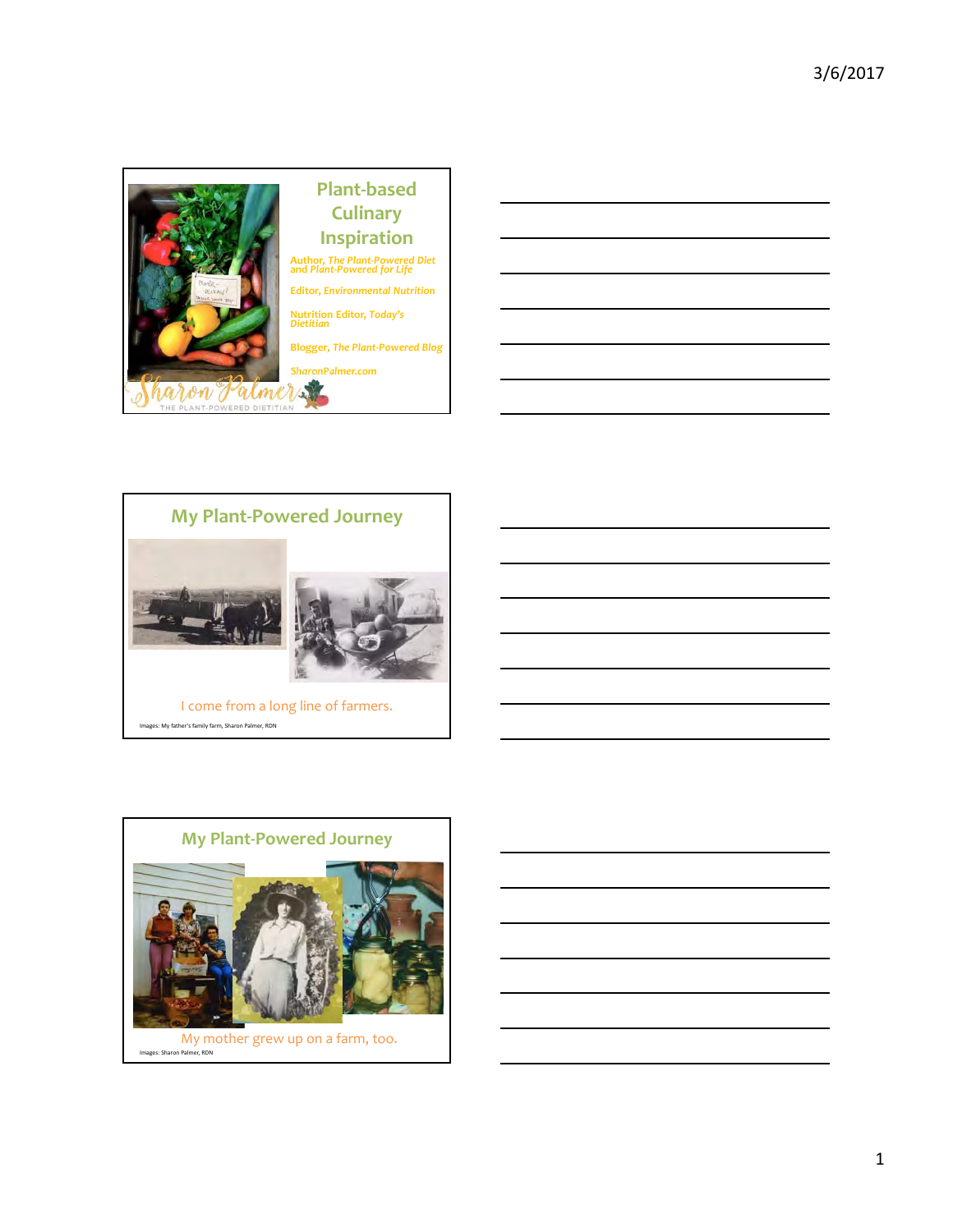## Plant-based Culinary Inspiration

Author, *The Plant-Powered Diet* and *Plant-Powered for Life*

Editor, *Environmental Nutrition*

Nutrition Editor, *Today's Dietitian*

Blogger, *The Plant-Powered Blog*

SharonPalmer.com

Sharon Palmer
THE PLANT-POWERED DIETITIAN

---

## My Plant-Powered Journey

I come from a long line of farmers.

Images: My father's family farm, Sharon Palmer, RDN

---

## My Plant-Powered Journey

My mother grew up on a farm, too.

Images: Sharon Palmer, RDN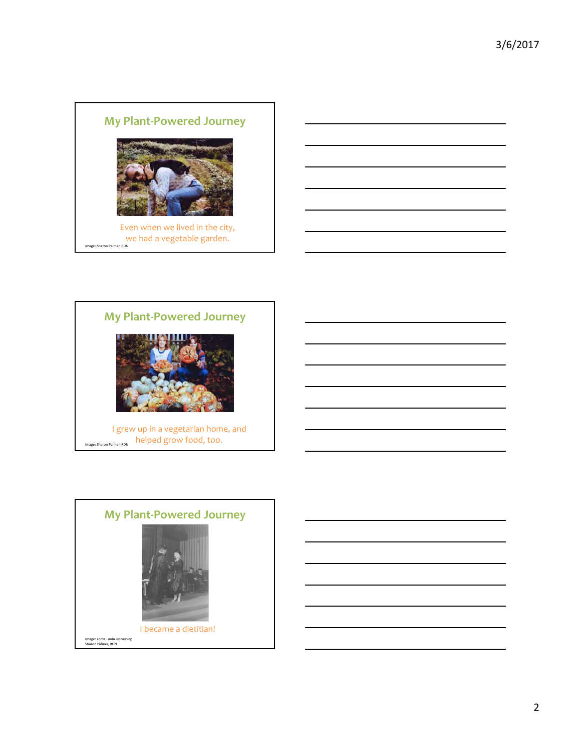## My Plant-Powered Journey

Even when we lived in the city, we had a vegetable garden.

Image: Sharon Palmer, RDN

## My Plant-Powered Journey

I grew up in a vegetarian home, and helped grow food, too.

Image: Sharon Palmer, RDN

## My Plant-Powered Journey

I became a dietitian!

Image: Loma Linda University, Sharon Palmer, RDN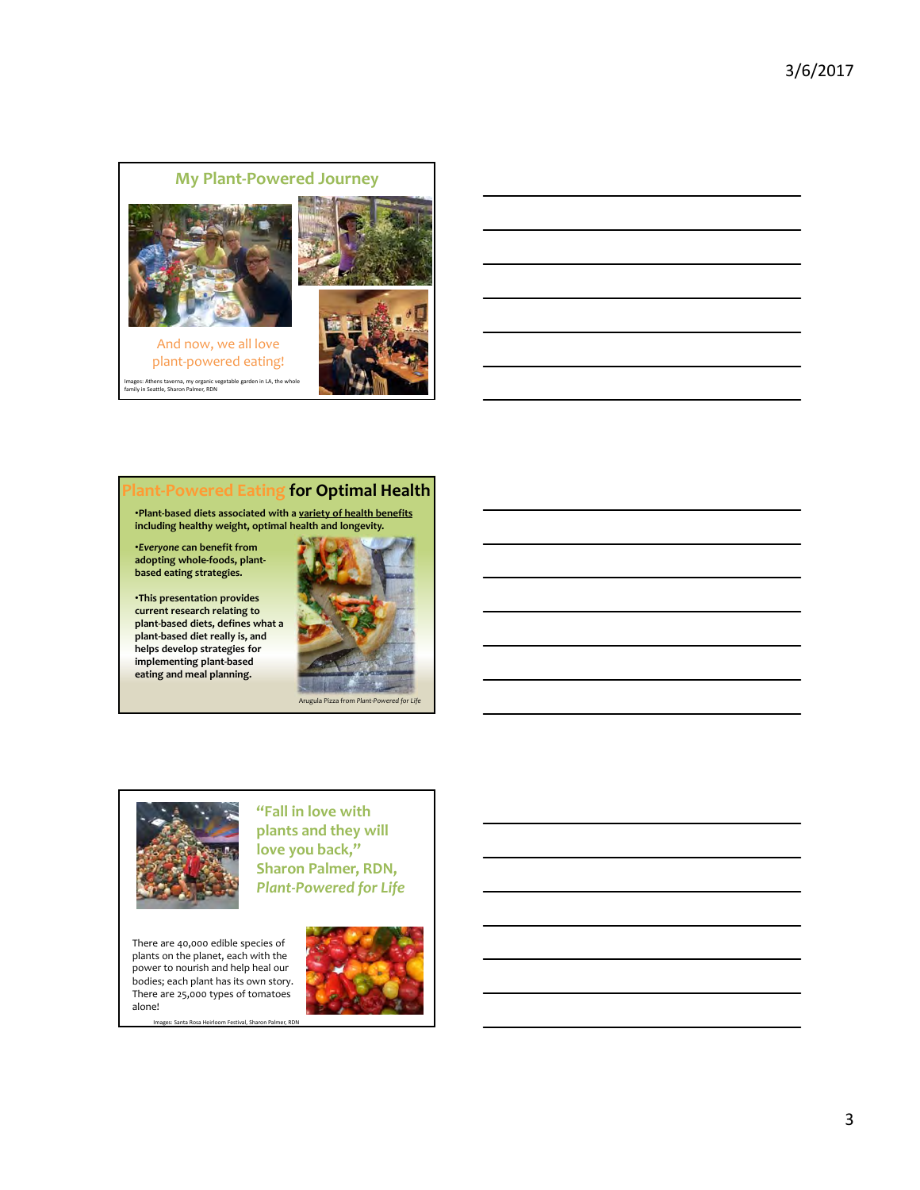## My Plant-Powered Journey

And now, we all love plant-powered eating!

Images: Athens taverna, my organic vegetable garden in LA, the whole family in Seattle, Sharon Palmer, RDN

## Plant-Powered Eating for Optimal Health

- **Plant-based diets associated with a variety of health benefits including healthy weight, optimal health and longevity.**
- ***Everyone* can benefit from adopting whole-foods, plant-based eating strategies.**
- **This presentation provides current research relating to plant-based diets, defines what a plant-based diet really is, and helps develop strategies for implementing plant-based eating and meal planning.**

Arugula Pizza from *Plant-Powered for Life*

## "Fall in love with plants and they will love you back," Sharon Palmer, RDN, *Plant-Powered for Life*

There are 40,000 edible species of plants on the planet, each with the power to nourish and help heal our bodies; each plant has its own story. There are 25,000 types of tomatoes alone!

Images: Santa Rosa Heirloom Festival, Sharon Palmer, RDN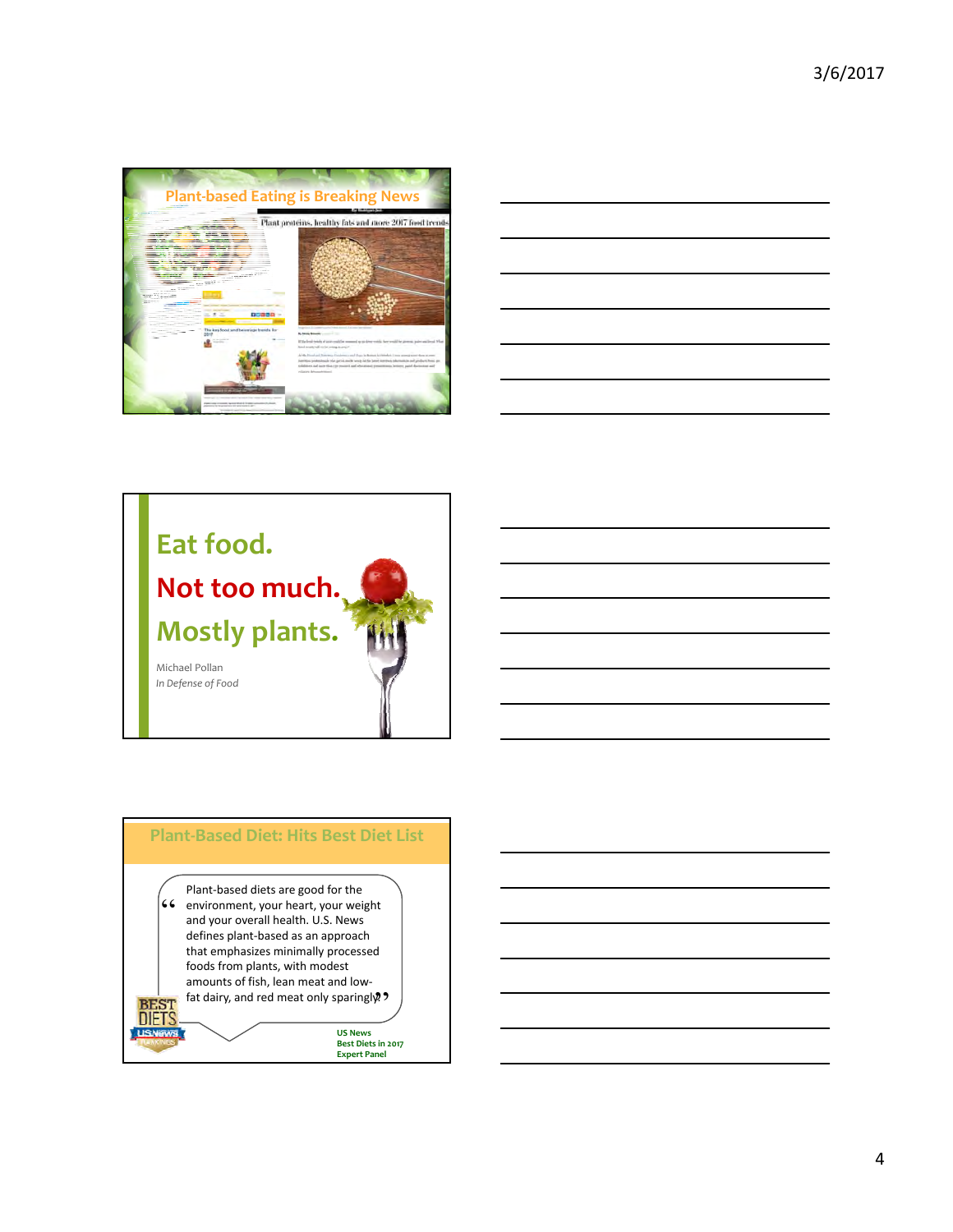## Plant-based Eating is Breaking News

Plant proteins, healthy fats and more 2017 food trends

## Eat food.
## Not too much.
## Mostly plants.

Michael Pollan
*In Defense of Food*

## Plant-Based Diet: Hits Best Diet List

"Plant-based diets are good for the environment, your heart, your weight and your overall health. U.S. News defines plant-based as an approach that emphasizes minimally processed foods from plants, with modest amounts of fish, lean meat and low-fat dairy, and red meat only sparingly."

**US News**
**Best Diets in 2017**
**Expert Panel**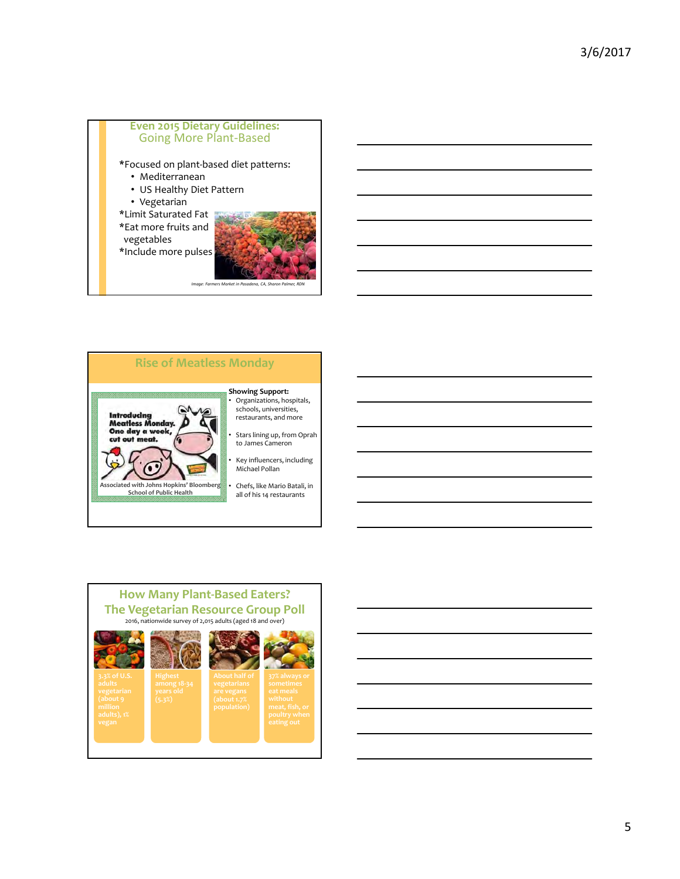## Even 2015 Dietary Guidelines: Going More Plant-Based

*Focused on plant-based diet patterns:
- Mediterranean
- US Healthy Diet Pattern
- Vegetarian

*Limit Saturated Fat
*Eat more fruits and vegetables
*Include more pulses

*Image: Farmers Market in Pasadena, CA, Sharon Palmer, RDN*

## Rise of Meatless Monday

Introducing Meatless Monday. One day a week, cut out meat.

Associated with Johns Hopkins' Bloomberg School of Public Health

**Showing Support:**
- Organizations, hospitals, schools, universities, restaurants, and more
- Stars lining up, from Oprah to James Cameron
- Key influencers, including Michael Pollan
- Chefs, like Mario Batali, in all of his 14 restaurants

## How Many Plant-Based Eaters? The Vegetarian Resource Group Poll

2016, nationwide survey of 2,015 adults (aged 18 and over)

- 3.3% of U.S. adults vegetarian (about 9 million adults), 1% vegan
- Highest among 18-34 years old (5.3%)
- About half of vegetarians are vegans (about 1.7% population)
- 37% always or sometimes eat meals without meat, fish, or poultry when eating out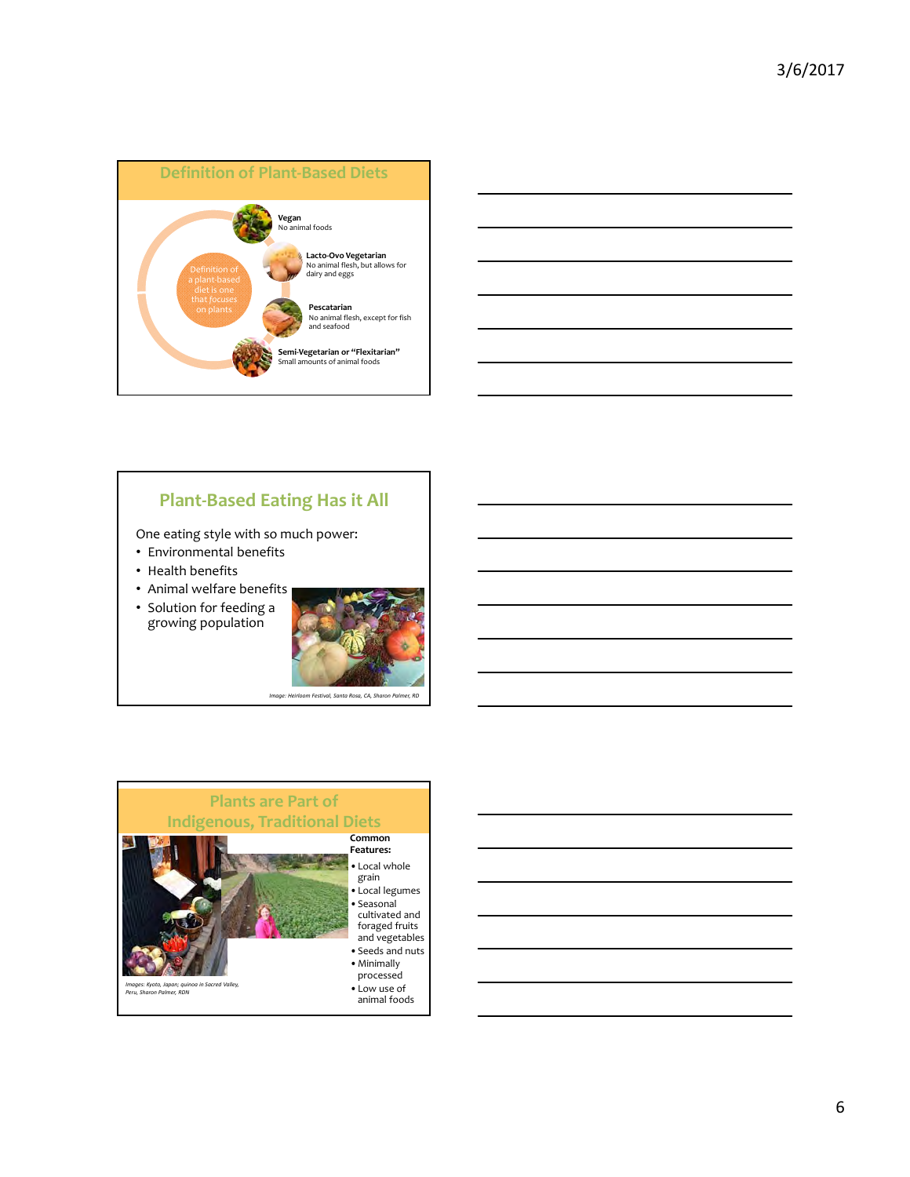## Definition of Plant-Based Diets

Definition of a plant-based diet is one that focuses on plants

**Vegan**
No animal foods

**Lacto-Ovo Vegetarian**
No animal flesh, but allows for dairy and eggs

**Pescatarian**
No animal flesh, except for fish and seafood

**Semi-Vegetarian or "Flexitarian"**
Small amounts of animal foods

## Plant-Based Eating Has it All

One eating style with so much power:

- Environmental benefits
- Health benefits
- Animal welfare benefits
- Solution for feeding a growing population

*Image: Heirloom Festival, Santa Rosa, CA, Sharon Palmer, RD*

## Plants are Part of Indigenous, Traditional Diets

**Common Features:**

- Local whole grain
- Local legumes
- Seasonal cultivated and foraged fruits and vegetables
- Seeds and nuts
- Minimally processed
- Low use of animal foods

*Images: Kyoto, Japan; quinoa in Sacred Valley, Peru, Sharon Palmer, RDN*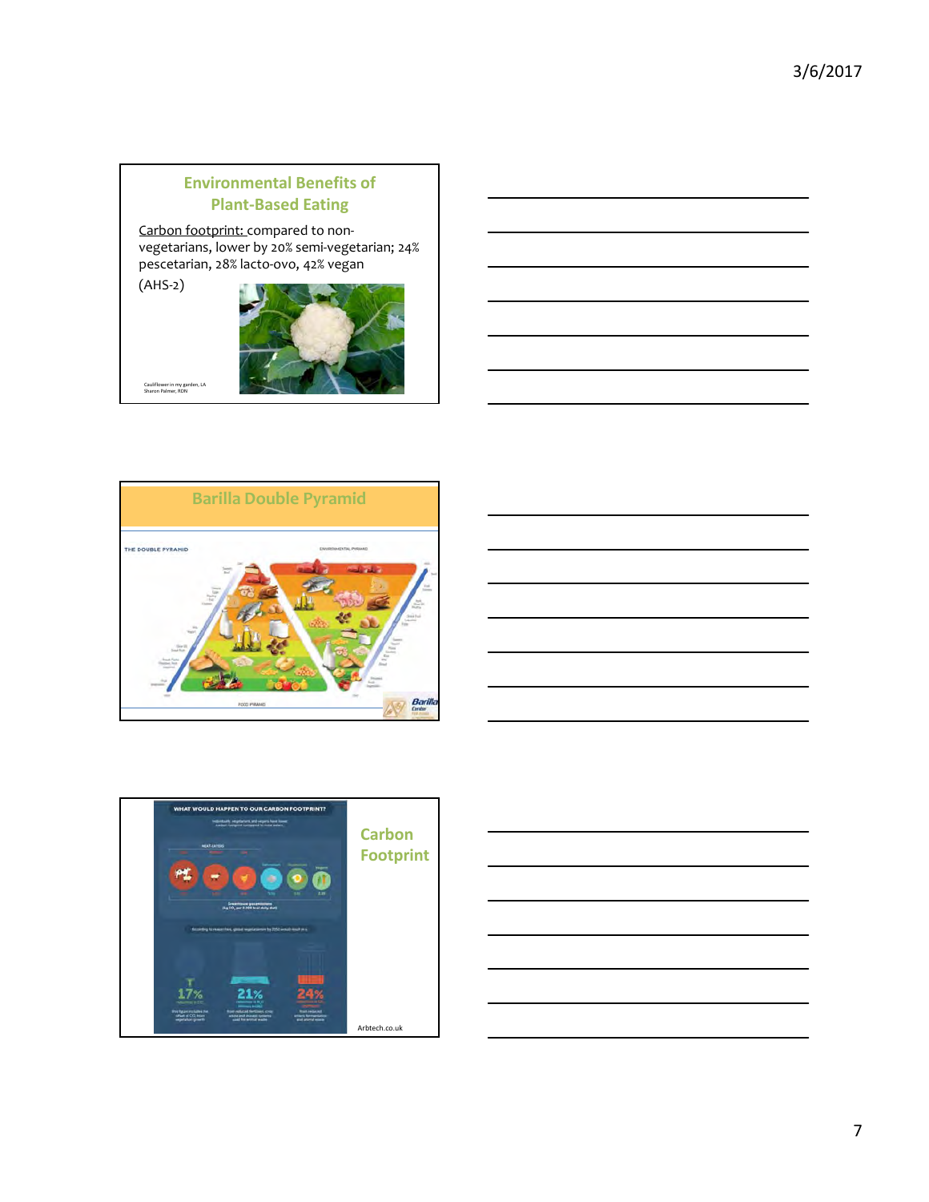## Environmental Benefits of Plant-Based Eating

Carbon footprint: compared to non-vegetarians, lower by 20% semi-vegetarian; 24% pescetarian, 28% lacto-ovo, 42% vegan

(AHS-2)

Cauliflower in my garden, LA
Sharon Palmer, RDN

## Barilla Double Pyramid

## Carbon Footprint

Arbtech.co.uk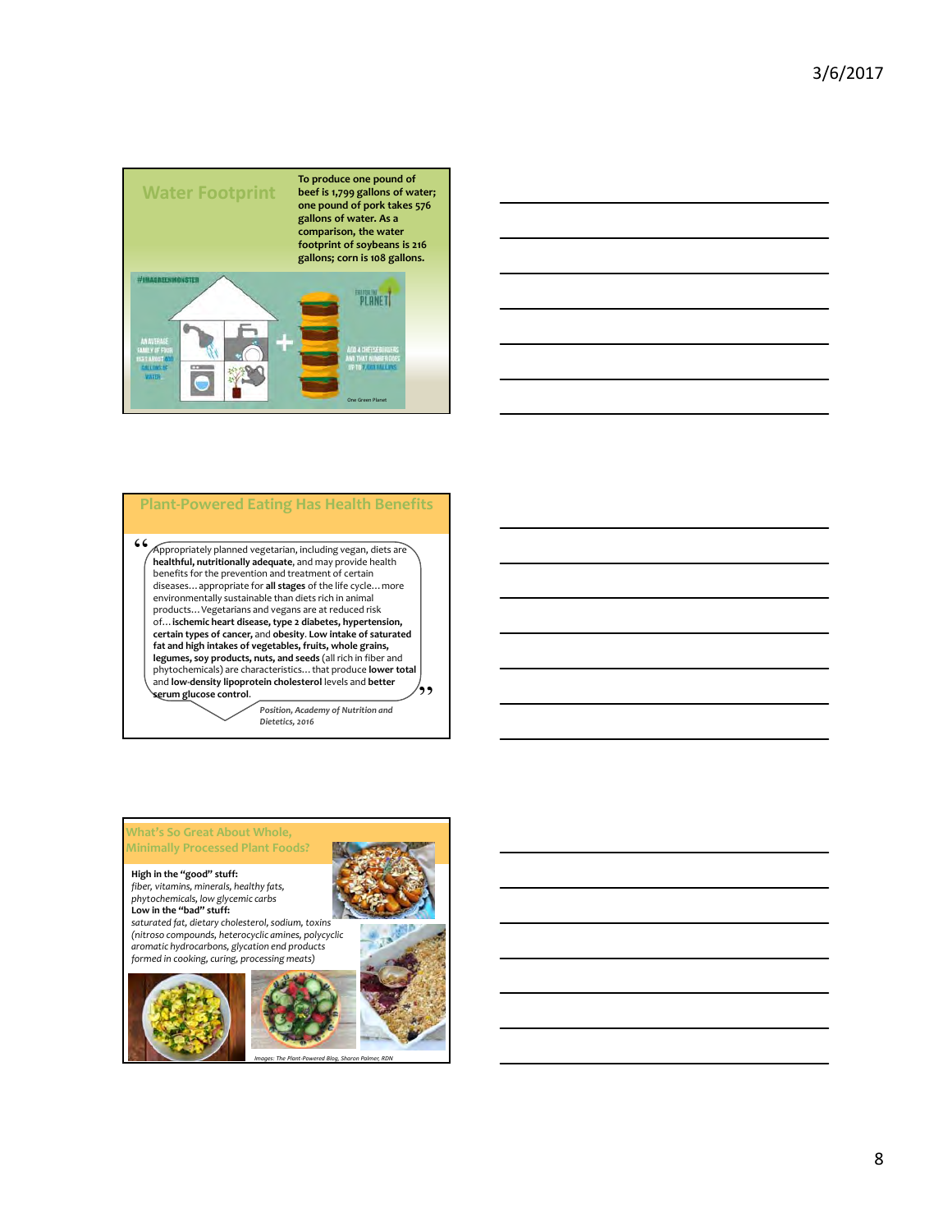## Water Footprint

To produce one pound of beef is 1,799 gallons of water; one pound of pork takes 576 gallons of water. As a comparison, the water footprint of soybeans is 216 gallons; corn is 108 gallons.

One Green Planet

## Plant-Powered Eating Has Health Benefits

"Appropriately planned vegetarian, including vegan, diets are **healthful, nutritionally adequate**, and may provide health benefits for the prevention and treatment of certain diseases…appropriate for **all stages** of the life cycle…more environmentally sustainable than diets rich in animal products…Vegetarians and vegans are at reduced risk of…**ischemic heart disease, type 2 diabetes, hypertension, certain types of cancer,** and **obesity**. **Low intake of saturated fat and high intakes of vegetables, fruits, whole grains, legumes, soy products, nuts, and seeds** (all rich in fiber and phytochemicals) are characteristics…that produce **lower total** and **low-density lipoprotein cholesterol** levels and **better serum glucose control**."

*Position, Academy of Nutrition and Dietetics, 2016*

## What's So Great About Whole, Minimally Processed Plant Foods?

**High in the "good" stuff:**
*fiber, vitamins, minerals, healthy fats, phytochemicals, low glycemic carbs*

**Low in the "bad" stuff:**
*saturated fat, dietary cholesterol, sodium, toxins (nitroso compounds, heterocyclic amines, polycyclic aromatic hydrocarbons, glycation end products formed in cooking, curing, processing meats)*

*Images: The Plant-Powered Blog, Sharon Palmer, RDN*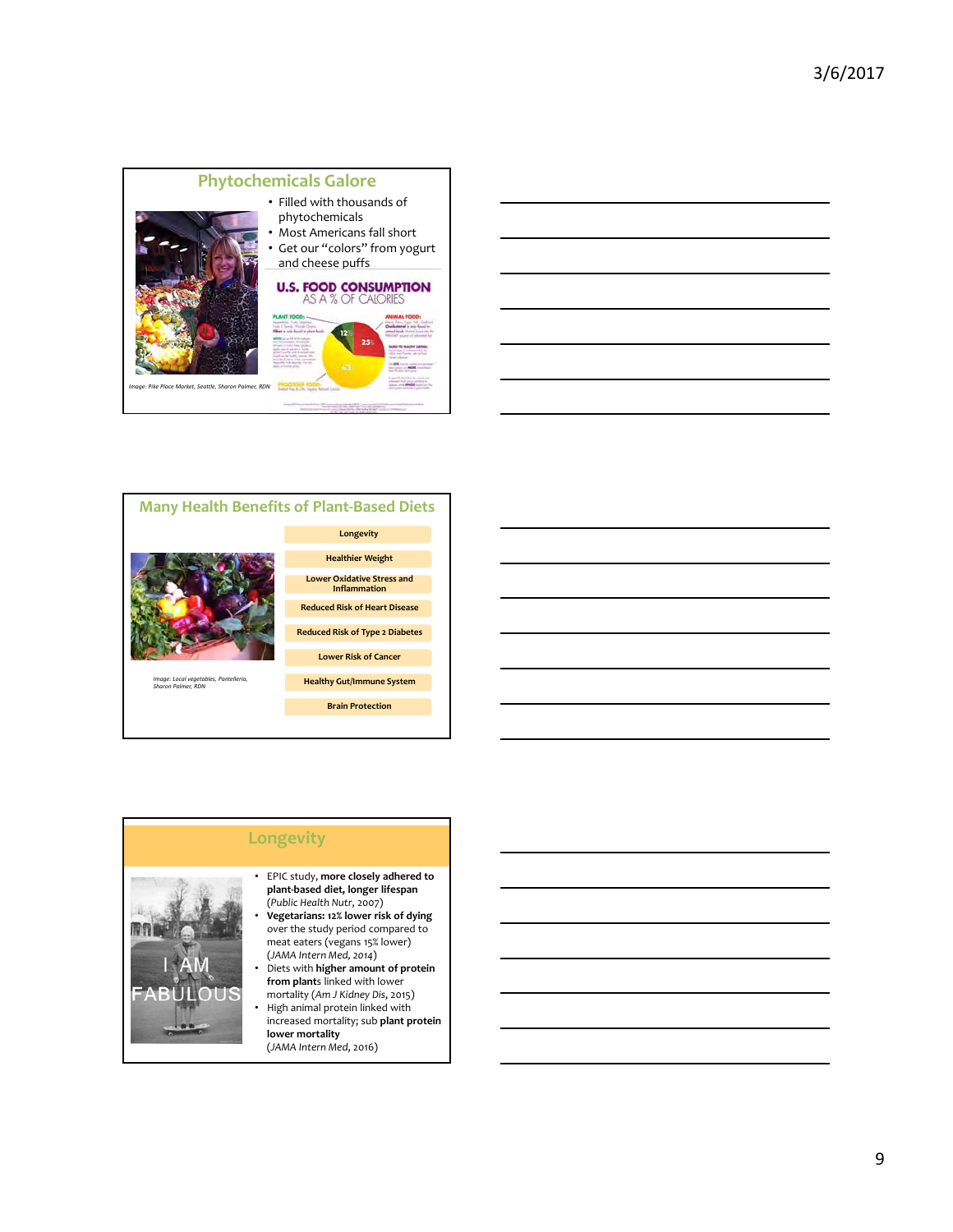## Phytochemicals Galore

- Filled with thousands of phytochemicals
- Most Americans fall short
- Get our "colors" from yogurt and cheese puffs

*Image: Pike Place Market, Seattle, Sharon Palmer, RDN*

**U.S. FOOD CONSUMPTION**
AS A % OF CALORIES

## Many Health Benefits of Plant-Based Diets

- Longevity
- Healthier Weight
- Lower Oxidative Stress and Inflammation
- Reduced Risk of Heart Disease
- Reduced Risk of Type 2 Diabetes
- Lower Risk of Cancer
- Healthy Gut/Immune System
- Brain Protection

*Image: Local vegetables, Pantelleria, Sharon Palmer, RDN*

## Longevity

I AM FABULOUS

- EPIC study, **more closely adhered to plant-based diet, longer lifespan** (*Public Health Nutr*, 2007)
- **Vegetarians: 12% lower risk of dying** over the study period compared to meat eaters (vegans 15% lower) (*JAMA Intern Med, 2014*)
- Diets with **higher amount of protein from plants** linked with lower mortality (*Am J Kidney Dis*, 2015)
- High animal protein linked with increased mortality; sub **plant protein lower mortality** (*JAMA Intern Med*, 2016)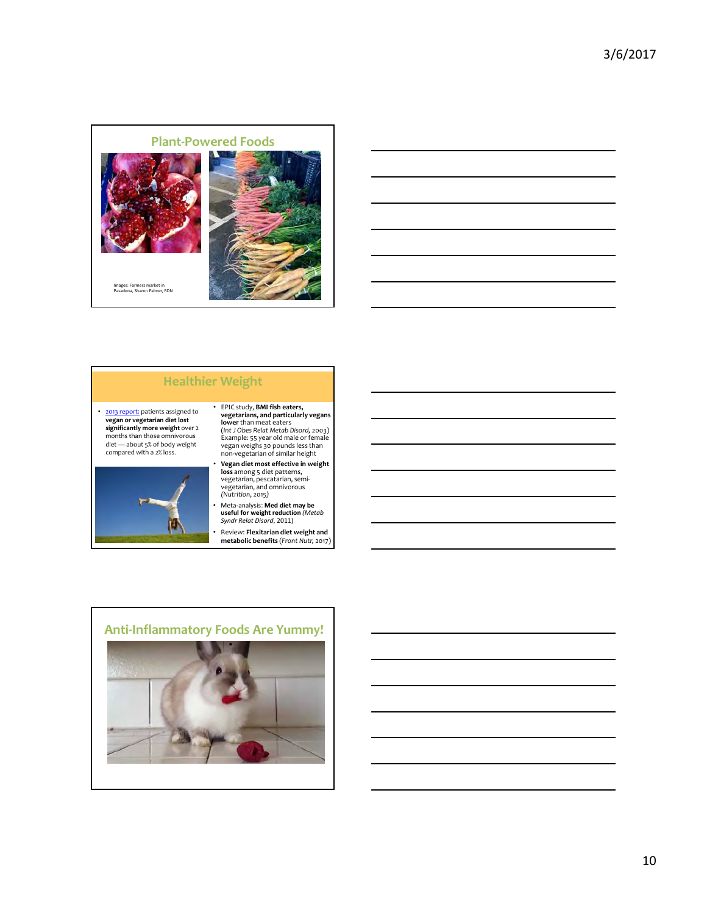## Plant-Powered Foods

Images: Farmers market in Pasadena, Sharon Palmer, RDN

## Healthier Weight

- 2013 report: patients assigned to **vegan or vegetarian diet lost significantly more weight** over 2 months than those omnivorous diet — about 5% of body weight compared with a 2% loss.
- EPIC study, **BMI fish eaters, vegetarians, and particularly vegans lower** than meat eaters (*Int J Obes Relat Metab Disord*, 2003) Example: 55 year old male or female vegan weighs 30 pounds less than non-vegetarian of similar height
- **Vegan diet most effective in weight loss** among 5 diet patterns, vegetarian, pescatarian, semi-vegetarian, and omnivorous (*Nutrition*, 2015)
- Meta-analysis: **Med diet may be useful for weight reduction** (*Metab Syndr Relat Disord*, 2011)
- Review: **Flexitarian diet weight and metabolic benefits** (*Front Nutr*, 2017)

## Anti-Inflammatory Foods Are Yummy!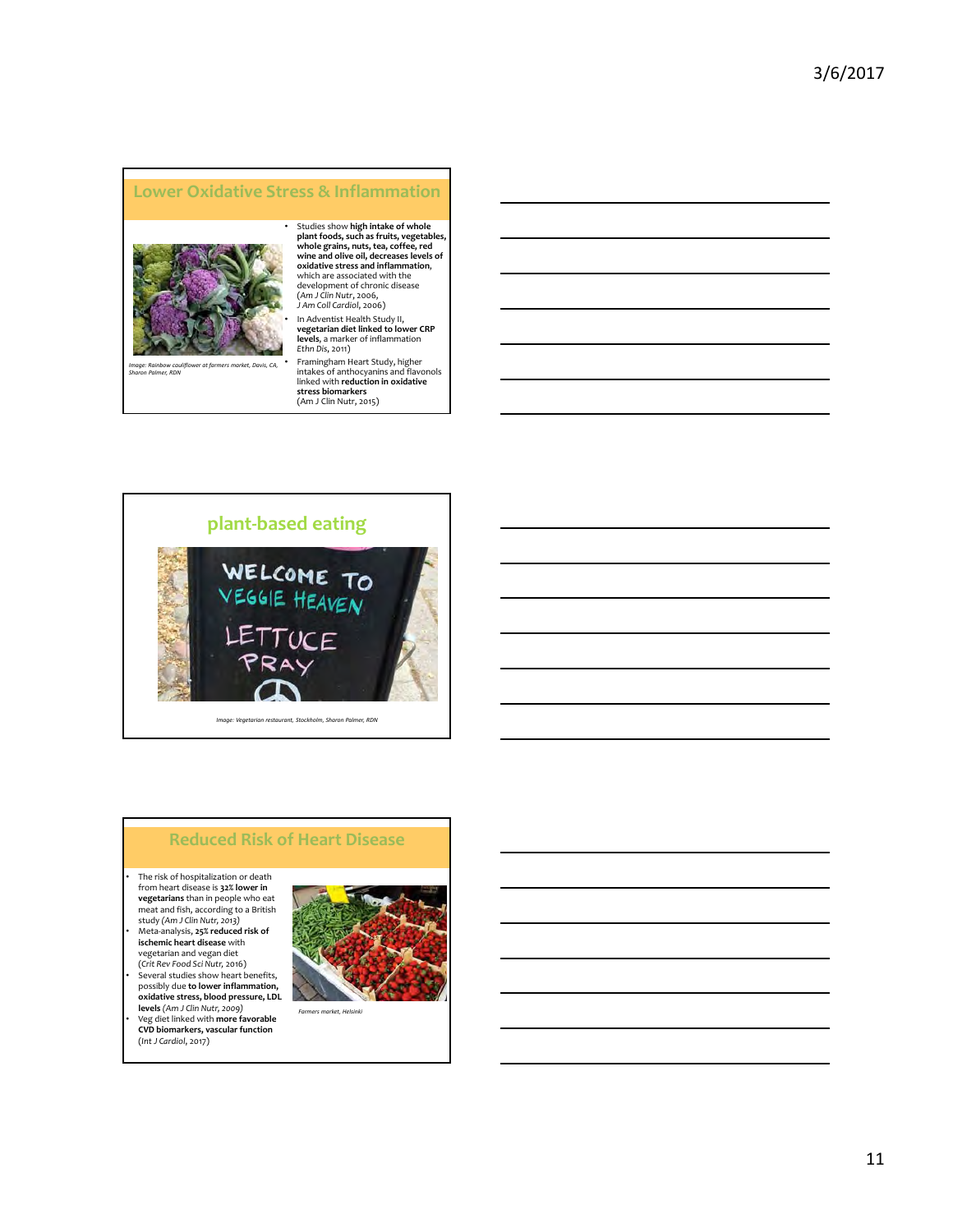## Lower Oxidative Stress & Inflammation

*Image: Rainbow cauliflower at farmers market, Davis, CA, Sharon Palmer, RDN*

- Studies show **high intake of whole plant foods, such as fruits, vegetables, whole grains, nuts, tea, coffee, red wine and olive oil, decreases levels of oxidative stress and inflammation**, which are associated with the development of chronic disease (*Am J Clin Nutr*, 2006, *J Am Coll Cardiol*, 2006)
- In Adventist Health Study II, **vegetarian diet linked to lower CRP levels**, a marker of inflammation *Ethn Dis*, 2011)
- Framingham Heart Study, higher intakes of anthocyanins and flavonols linked with **reduction in oxidative stress biomarkers** (Am J Clin Nutr, 2015)

## plant-based eating

*Image: Vegetarian restaurant, Stockholm, Sharon Palmer, RDN*

## Reduced Risk of Heart Disease

- The risk of hospitalization or death from heart disease is **32% lower in vegetarians** than in people who eat meat and fish, according to a British study (*Am J Clin Nutr*, 2013)
- Meta-analysis, **25% reduced risk of ischemic heart disease** with vegetarian and vegan diet (*Crit Rev Food Sci Nutr*, 2016)
- Several studies show heart benefits, possibly due **to lower inflammation, oxidative stress, blood pressure, LDL levels** (*Am J Clin Nutr*, 2009)
- Veg diet linked with **more favorable CVD biomarkers, vascular function** (*Int J Cardiol*, 2017)

*Farmers market, Helsinki*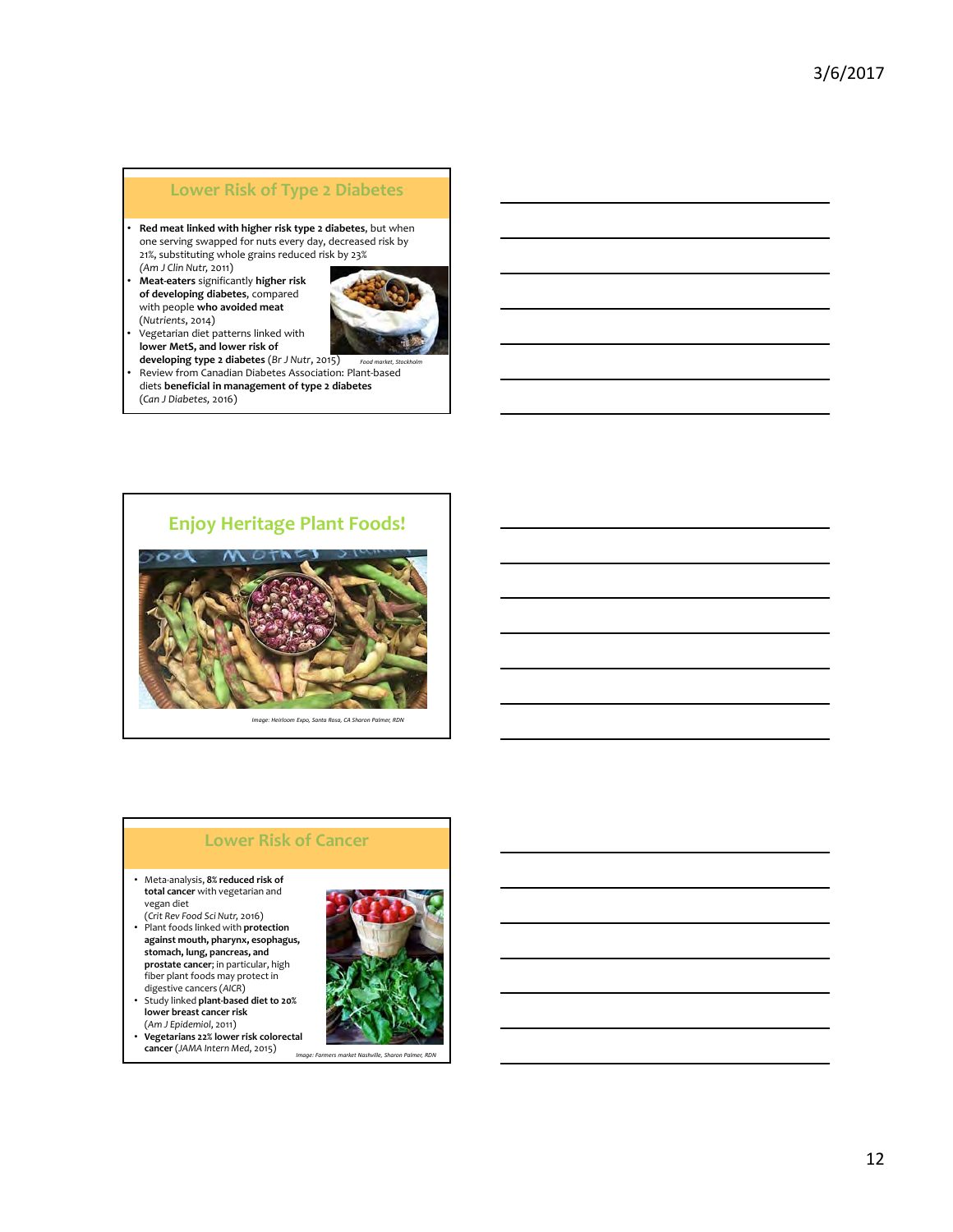## Lower Risk of Type 2 Diabetes

- **Red meat linked with higher risk type 2 diabetes**, but when one serving swapped for nuts every day, decreased risk by 21%, substituting whole grains reduced risk by 23% (*Am J Clin Nutr*, 2011)
- **Meat-eaters** significantly **higher risk of developing diabetes**, compared with people **who avoided meat** (*Nutrients*, 2014)
- Vegetarian diet patterns linked with **lower MetS, and lower risk of developing type 2 diabetes** (*Br J Nutr*, 2015)
- Review from Canadian Diabetes Association: Plant-based diets **beneficial in management of type 2 diabetes** (*Can J Diabetes*, 2016)

*Food market, Stockholm*

## Enjoy Heritage Plant Foods!

*Image: Heirloom Expo, Santa Rosa, CA Sharon Palmer, RDN*

## Lower Risk of Cancer

- Meta-analysis, **8% reduced risk of total cancer** with vegetarian and vegan diet (*Crit Rev Food Sci Nutr*, 2016)
- Plant foods linked with **protection against mouth, pharynx, esophagus, stomach, lung, pancreas, and prostate cancer**; in particular, high fiber plant foods may protect in digestive cancers (*AICR*)
- Study linked **plant-based diet to 20% lower breast cancer risk** (*Am J Epidemiol*, 2011)
- **Vegetarians 22% lower risk colorectal cancer** (*JAMA Intern Med*, 2015)

*Image: Farmers market Nashville, Sharon Palmer, RDN*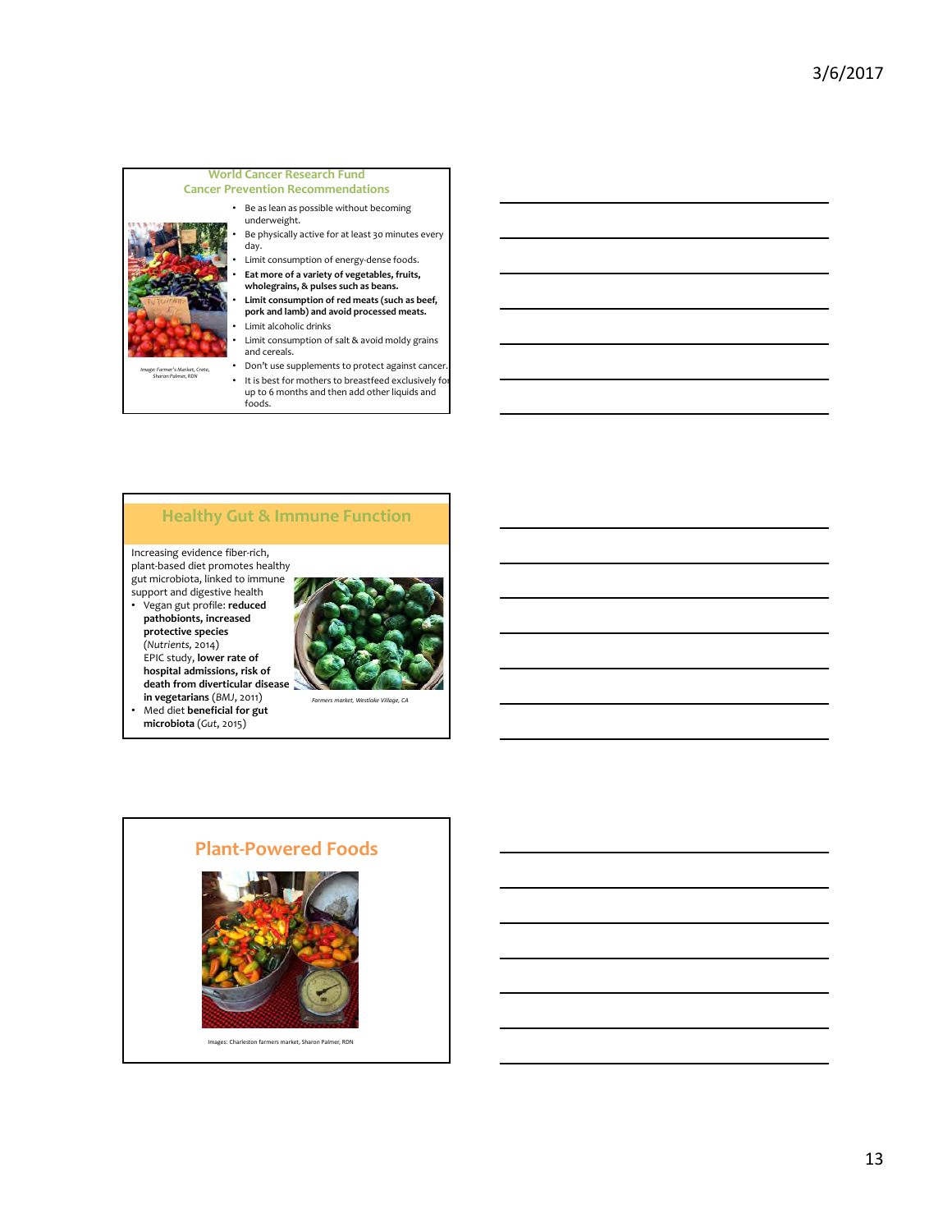## World Cancer Research Fund
## Cancer Prevention Recommendations

- Be as lean as possible without becoming underweight.
- Be physically active for at least 30 minutes every day.
- Limit consumption of energy-dense foods.
- **Eat more of a variety of vegetables, fruits, wholegrains, & pulses such as beans.**
- **Limit consumption of red meats (such as beef, pork and lamb) and avoid processed meats.**
- Limit alcoholic drinks
- Limit consumption of salt & avoid moldy grains and cereals.
- Don't use supplements to protect against cancer.
- It is best for mothers to breastfeed exclusively for up to 6 months and then add other liquids and foods.

*Image: Farmer's Market, Crete, Sharon Palmer, RDN*

## Healthy Gut & Immune Function

Increasing evidence fiber-rich, plant-based diet promotes healthy gut microbiota, linked to immune support and digestive health

- Vegan gut profile: **reduced pathobionts, increased protective species** (*Nutrients*, 2014)
  EPIC study, **lower rate of hospital admissions, risk of death from diverticular disease in vegetarians** (*BMJ*, 2011)
- Med diet **beneficial for gut microbiota** (*Gut*, 2015)

*Farmers market, Westlake Village, CA*

## Plant-Powered Foods

Images: Charleston farmers market, Sharon Palmer, RDN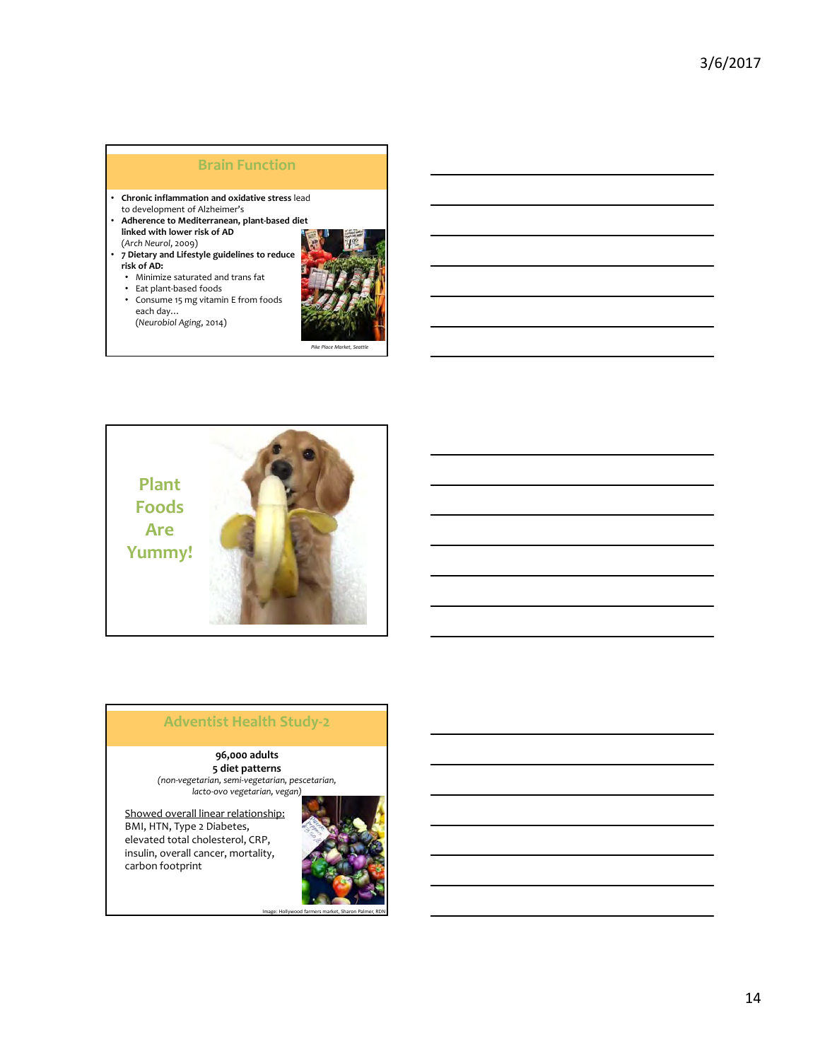## Brain Function

- **Chronic inflammation and oxidative stress** lead to development of Alzheimer's
- **Adherence to Mediterranean, plant-based diet linked with lower risk of AD** (*Arch Neurol*, 2009)
- **7 Dietary and Lifestyle guidelines to reduce risk of AD:**
  - Minimize saturated and trans fat
  - Eat plant-based foods
  - Consume 15 mg vitamin E from foods each day…
  
  (*Neurobiol Aging*, 2014)

*Pike Place Market, Seattle*

## Plant Foods Are Yummy!

## Adventist Health Study-2

**96,000 adults**
**5 diet patterns**
*(non-vegetarian, semi-vegetarian, pescetarian, lacto-ovo vegetarian, vegan)*

Showed overall linear relationship: BMI, HTN, Type 2 Diabetes, elevated total cholesterol, CRP, insulin, overall cancer, mortality, carbon footprint

Image: Hollywood farmers market, Sharon Palmer, RDN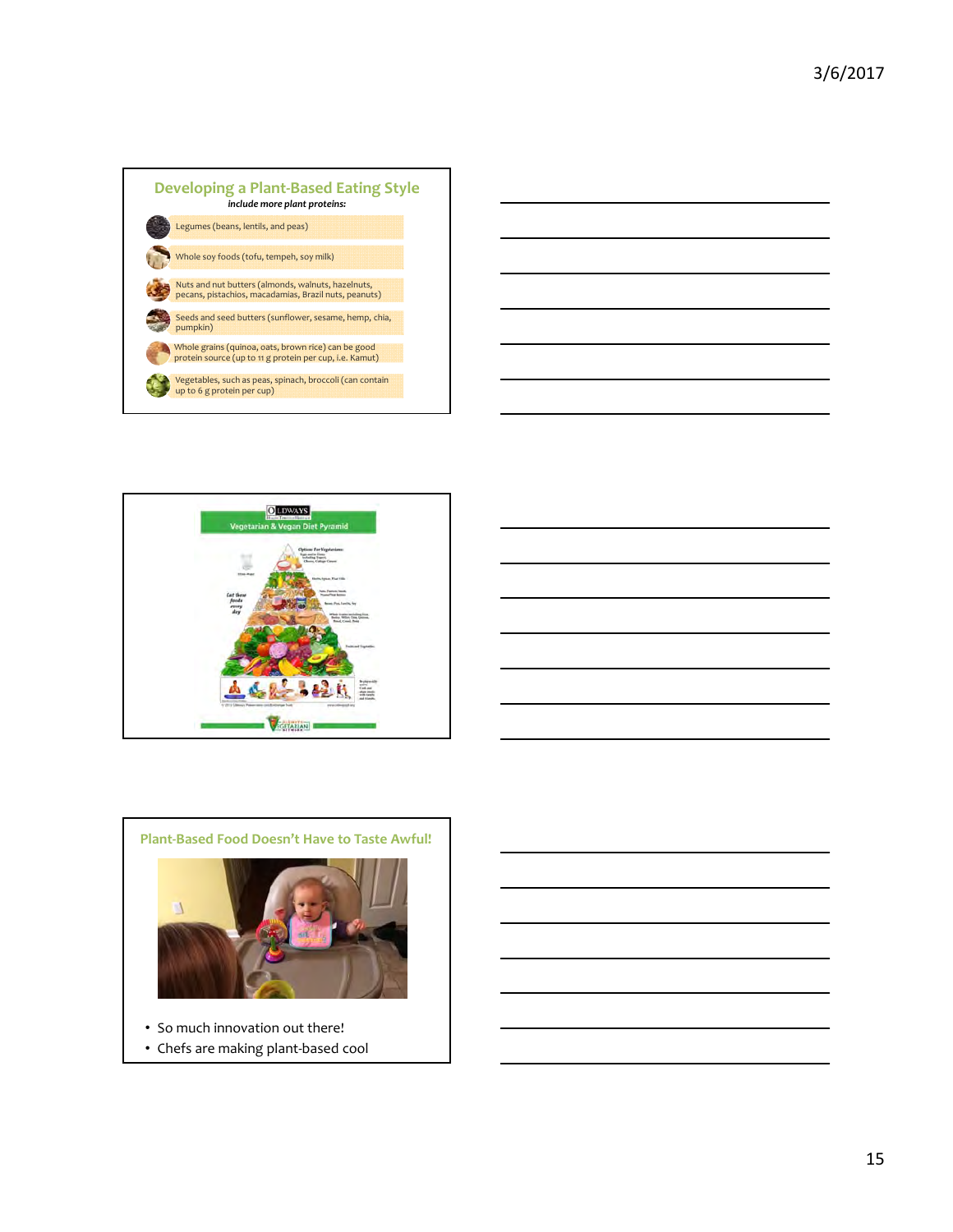## Developing a Plant-Based Eating Style

*include more plant proteins:*

- Legumes (beans, lentils, and peas)
- Whole soy foods (tofu, tempeh, soy milk)
- Nuts and nut butters (almonds, walnuts, hazelnuts, pecans, pistachios, macadamias, Brazil nuts, peanuts)
- Seeds and seed butters (sunflower, sesame, hemp, chia, pumpkin)
- Whole grains (quinoa, oats, brown rice) can be good protein source (up to 11 g protein per cup, i.e. Kamut)
- Vegetables, such as peas, spinach, broccoli (can contain up to 6 g protein per cup)

## Vegetarian & Vegan Diet Pyramid

## Plant-Based Food Doesn't Have to Taste Awful!

- So much innovation out there!
- Chefs are making plant-based cool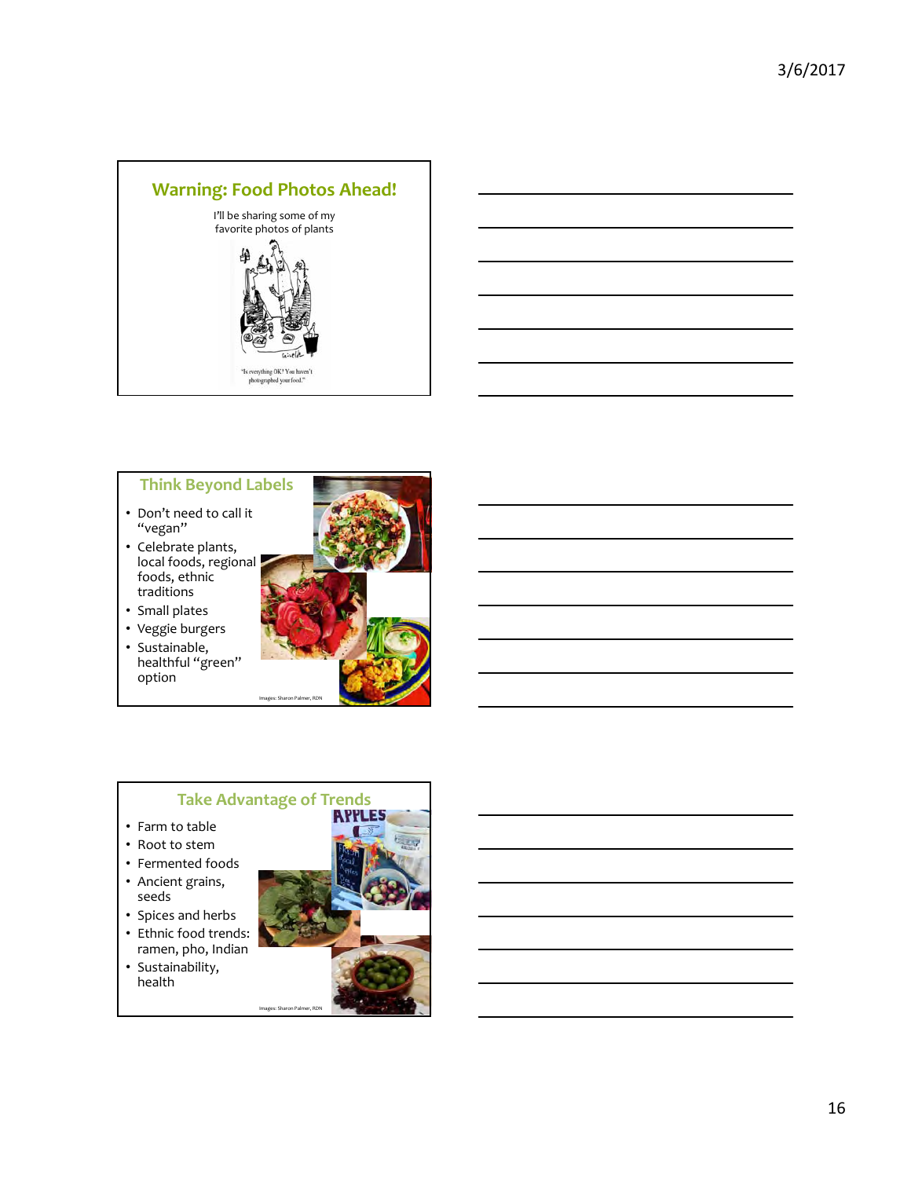## Warning: Food Photos Ahead!

I'll be sharing some of my favorite photos of plants

"Is everything OK? You haven't photographed your food."

## Think Beyond Labels

- Don't need to call it "vegan"
- Celebrate plants, local foods, regional foods, ethnic traditions
- Small plates
- Veggie burgers
- Sustainable, healthful "green" option

Images: Sharon Palmer, RDN

## Take Advantage of Trends

- Farm to table
- Root to stem
- Fermented foods
- Ancient grains, seeds
- Spices and herbs
- Ethnic food trends: ramen, pho, Indian
- Sustainability, health

Images: Sharon Palmer, RDN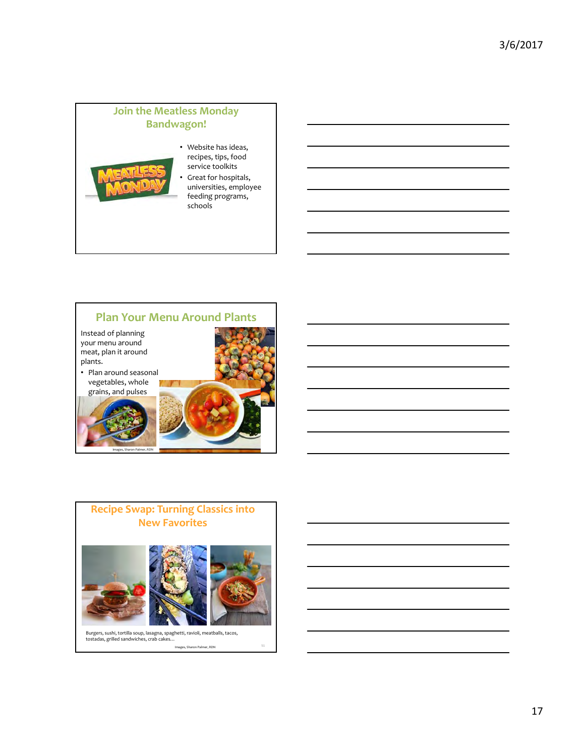## Join the Meatless Monday Bandwagon!

- Website has ideas, recipes, tips, food service toolkits
- Great for hospitals, universities, employee feeding programs, schools

## Plan Your Menu Around Plants

Instead of planning your menu around meat, plan it around plants.

- Plan around seasonal vegetables, whole grains, and pulses

Images, Sharon Palmer, RDN

## Recipe Swap: Turning Classics into New Favorites

Burgers, sushi, tortilla soup, lasagna, spaghetti, ravioli, meatballs, tacos, tostadas, grilled sandwiches, crab cakes…

Images, Sharon Palmer, RDN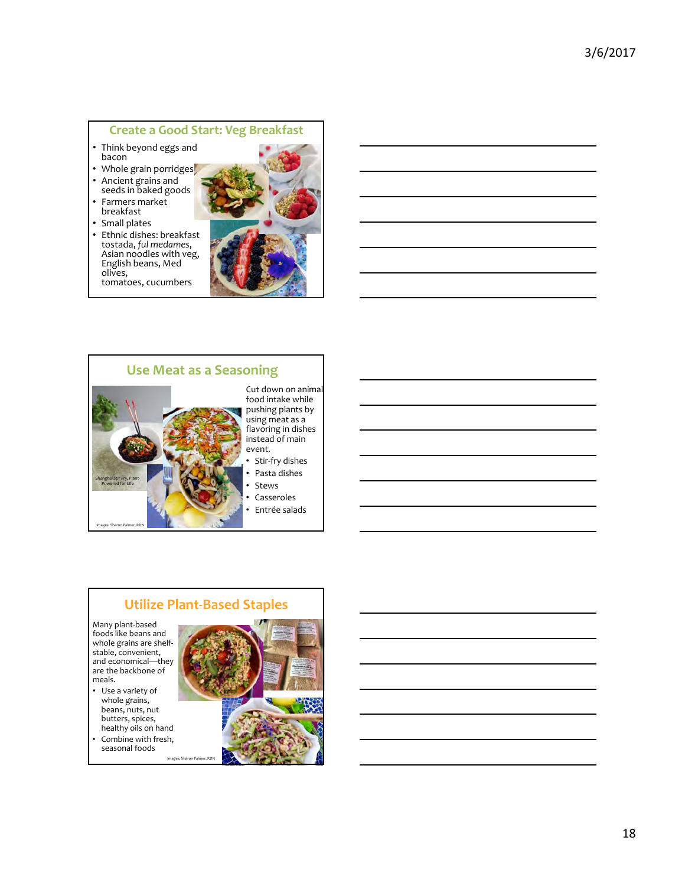## Create a Good Start: Veg Breakfast

- Think beyond eggs and bacon
- Whole grain porridges
- Ancient grains and seeds in baked goods
- Farmers market breakfast
- Small plates
- Ethnic dishes: breakfast tostada, *ful medames*, Asian noodles with veg, English beans, Med olives, tomatoes, cucumbers

## Use Meat as a Seasoning

Cut down on animal food intake while pushing plants by using meat as a flavoring in dishes instead of main event.

- Stir-fry dishes
- Pasta dishes
- Stews
- Casseroles
- Entrée salads

Shanghai Stir Fry, Plant-Powered for Life

Images: Sharon Palmer, RDN

## Utilize Plant-Based Staples

Many plant-based foods like beans and whole grains are shelf-stable, convenient, and economical—they are the backbone of meals.

- Use a variety of whole grains, beans, nuts, nut butters, spices, healthy oils on hand
- Combine with fresh, seasonal foods

Images: Sharon Palmer, RDN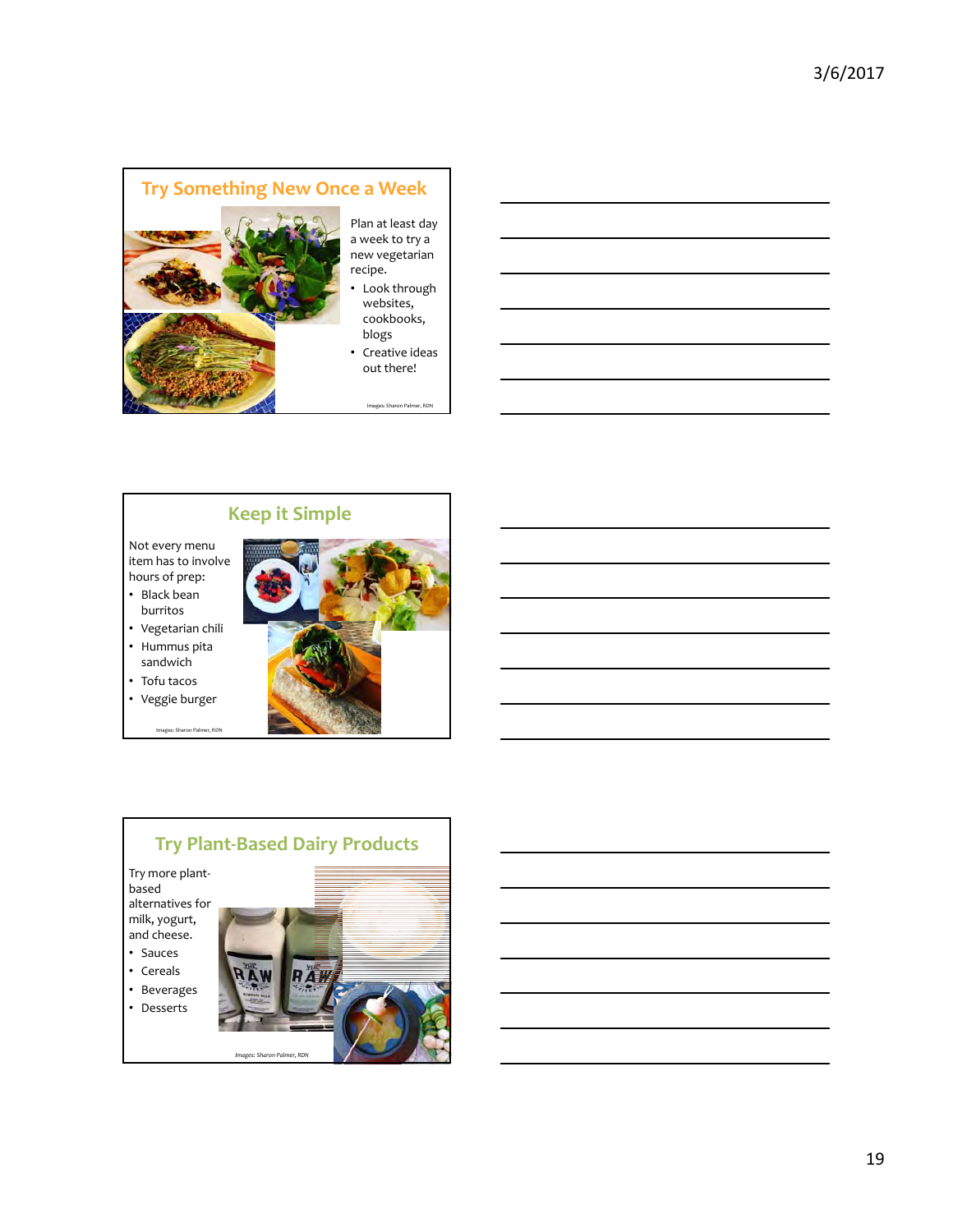## Try Something New Once a Week

Plan at least day a week to try a new vegetarian recipe.

- Look through websites, cookbooks, blogs
- Creative ideas out there!

Images: Sharon Palmer, RDN

## Keep it Simple

Not every menu item has to involve hours of prep:

- Black bean burritos
- Vegetarian chili
- Hummus pita sandwich
- Tofu tacos
- Veggie burger

Images: Sharon Palmer, RDN

## Try Plant-Based Dairy Products

Try more plant-based alternatives for milk, yogurt, and cheese.

- Sauces
- Cereals
- Beverages
- Desserts

*Images: Sharon Palmer, RDN*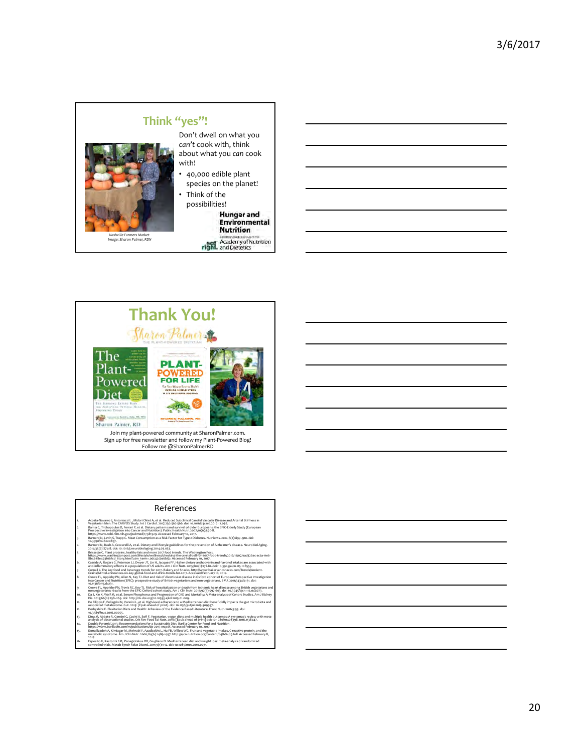## Think "yes"!

Don't dwell on what you *can't* cook with, think about what you *can* cook with!

- 40,000 edible plant species on the planet!
- Think of the possibilities!

*Nashville Farmers Market*
*Image: Sharon Palmer, RDN*

Hunger and Environmental Nutrition
a dietetic practice group of the
eat right. Academy of Nutrition and Dietetics

## Thank You!

Sharon Palmer
THE PLANT-POWERED DIETITIAN

Join my plant-powered community at SharonPalmer.com.
Sign up for free newsletter and follow my Plant-Powered Blog!
Follow me @SharonPalmerRD

## References

1. Acosta-Navarro J, Antoniazzi L, Miderl Oki et A, et al. Reduced Subclinical Carotid Vascular Disease and Arterial Stiffness in Vegetarian Men: The CARVOS Study. Int J Cardiol. 2017;230:562-566. doi: 10.1016/j.ijcard.2016.12.058.
2. Bamia C, Trichopoulos D, Ferrari P, et al. Dietary patterns and survival of older Europeans: the EPIC-Elderly Study (European Prospective Investigation into Cancer and Nutrition). Public Health Nutr. 2007;10(6):590-8. https://www.ncbi.nlm.nih.gov/pubmed/17381929. Accessed February 10, 2017.
3. Barnard N, Levin S, Trapp C. Meat Consumption as a Risk Factor for Type 2 Diabetes. Nutrients. 2014;6(2):897–910. doi: 10.3390/nu6020897.
4. Barnard N, Bush A, Ceccarelli A, et al. Dietary and lifestyle guidelines for the prevention of Alzheimer's disease. Neurobiol Aging. 2014;35(2):S74-8. doi: 10.1016/j.neurobiolaging.2014.03.033.
5. Brissette C. Plant proteins, healthy fats and more 2017 food trends. The Washington Post. https://www.washingtonpost.com/lifestyle/wellness/checking-the-crystal-ball-for-2017-food-trends/2016/12/07/ead326ac-ac2a-11e6-8b45-f8e493f06fcd_story.html?utm_term=.0dc42cba6b5b. Accessed February 10, 2017.
6. Cassidy A, Rogers G, Peterson JJ, Dwyer JT, Lin H, Jacques PF. Higher dietary anthocyanin and flavonol intakes are associated with anti-inflammatory effects in a population of US adults. Am J Clin Nutr. 2015;102(1):172-81. doi: 10.3945/ajcn.115.108555.
7. Cornall J. The key food and beverage trends for 2017. Bakery and Snacks. http://www.bakeryandsnacks.com/Trends/Ancient-Grains/Mintel-announces-six-key-global-food-and-drink-trends-for-2017. Accessed February 10, 2017.
8. Crowe FL, Appleby PN, Allen N, Key TJ. Diet and risk of diverticular disease in Oxford cohort of European Prospective Investigation into Cancer and Nutrition (EPIC): prospective study of British vegetarians and non-vegetarians. BMJ. 2011;343:d4131. doi: 10.1136/bmj.d4131.
9. Crowe FL, Appleby PN, Travis RC, Key TJ. Risk of hospitalization or death from ischemic heart disease among British vegetarians and nonvegetarians: results from the EPIC-Oxford cohort study. Am J Clin Nutr. 2013;97(3):597-603. doi: 10.3945/ajcn.112.044073.
10. Da J, Xie X, Wolf M, et al. Serum Phosphorus and Progression of CKD and Mortality: A Meta-analysis of Cohort Studies. Am J Kidney Dis. 2015;66(2):258–265. doi: http://dx.doi.org/10.1053/j.ajkd.2015.01.009.
11. De Filippis F, Pellegrini N, Vannini L, et al. High-level adherence to a Mediterranean diet beneficially impacts the gut microbiota and associated metabolome. Gut. 2015: [Epub ahead of print]. doi: 10.1136/gutjnl-2015-309957.
12. Derbyshire E. Flexitarian Diets and Health: A Review of the Evidence-Based Literature. Front Nutr. 2016;3:55. doi: 10.3389/fnut.2016.00055.
13. Dinu M, Abbate R, Gensini G, Casini A, Sofi F. Vegetarian, vegan diets and multiple health outcomes: A systematic review with meta-analysis of observational studies. Crit Rev Food Sci Nutr. 2016: [Epub ahead of print] doi: 10.1080/10408398.2016.1138447.
14. Double Pyramid 2015: Recommendations for a Sustainable Diet. Barilla Center for Food and Nutrition. https://www.barillacfn.com/m/publications/dp-2015-en.pdf. Accessed February 10, 2017.
15. Esmaillzadeh A, Kimiagar M, Mehrabi Y, Azadbakht L, Hu FB, Willett WC. Fruit and vegetable intakes, C-reactive protein, and the metabolic syndrome. Am J Clin Nutr. 2006;84(6):1489-1497. http://ajcn.nutrition.org/content/84/6/1489.full. Accessed February 8, 2017.
16. Esposito K, Kastorini CM, Panagiotakos DB, Giugliano D. Mediterranean diet and weight loss: meta-analysis of randomized controlled trials. Metab Syndr Relat Disord. 2011;9(1):1-12. doi: 10.1089/met.2010.0031.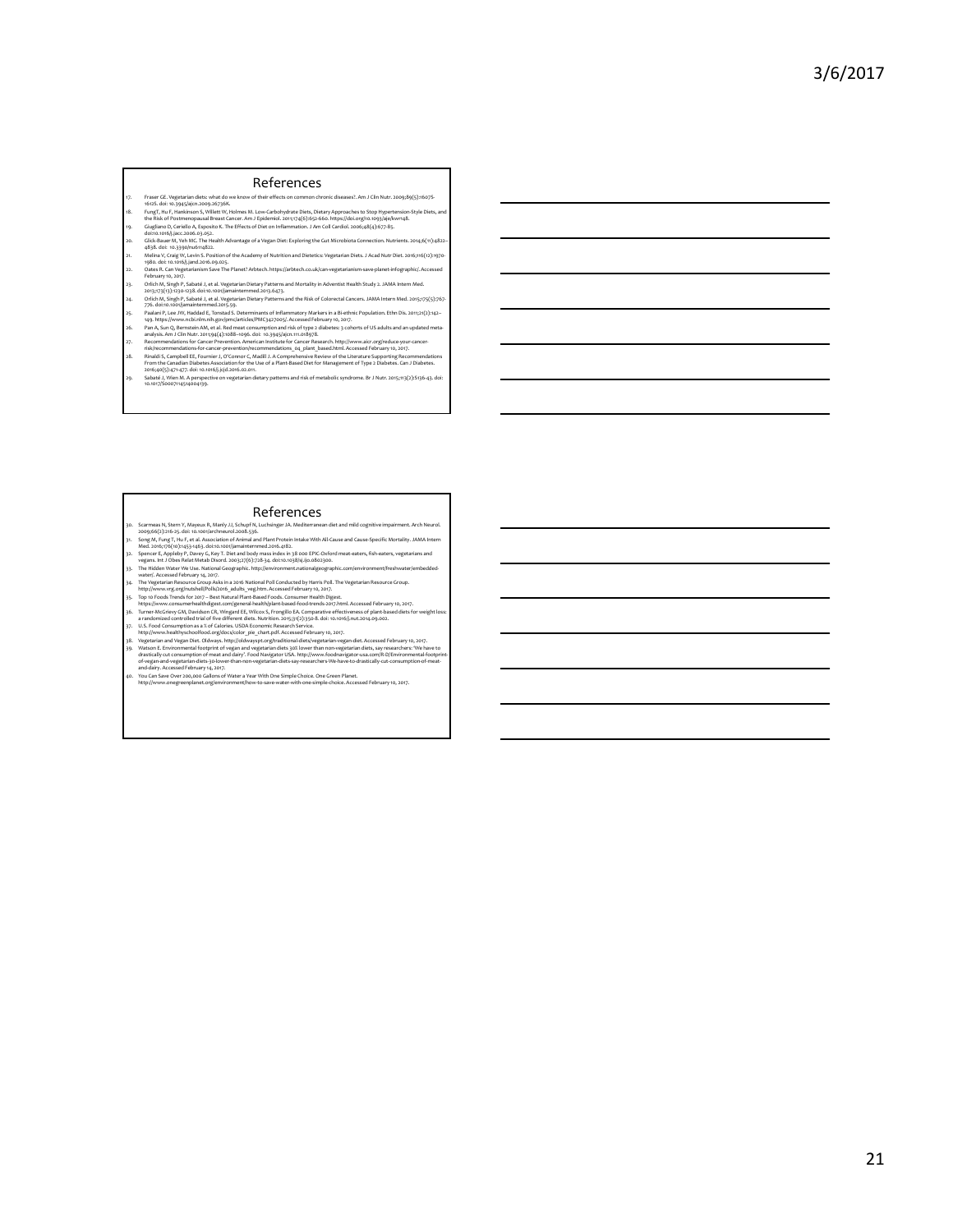## References

17. Fraser GE. Vegetarian diets: what do we know of their effects on common chronic diseases?. Am J Clin Nutr. 2009;89(5):1607S-1612S. doi: 10.3945/ajcn.2009.26736K.
18. Fung T, Hu F, Hankinson S, Willett W, Holmes M. Low-Carbohydrate Diets, Dietary Approaches to Stop Hypertension-Style Diets, and the Risk of Postmenopausal Breast Cancer. Am J Epidemiol. 2011;174(6):652-660. https://doi.org/10.1093/aje/kwr148.
19. Giugliano D, Ceriello A, Esposito K. The Effects of Diet on Inflammation. J Am Coll Cardiol. 2006;48(4):677-85. doi:10.1016/j.jacc.2006.03.052.
20. Glick-Bauer M, Yeh MC. The Health Advantage of a Vegan Diet: Exploring the Gut Microbiota Connection. Nutrients. 2014;6(11):4822–4838. doi: 10.3390/nu6114822.
21. Melina V, Craig W, Levin S. Position of the Academy of Nutrition and Dietetics: Vegetarian Diets. J Acad Nutr Diet. 2016;116(12):1970-1980. doi: 10.1016/j.jand.2016.09.025.
22. Oates R. Can Vegetarianism Save The Planet? Arbtech. https://arbtech.co.uk/can-vegetarianism-save-planet-infographic/. Accessed February 10, 2017.
23. Orlich M, Singh P, Sabaté J, et al. Vegetarian Dietary Patterns and Mortality in Adventist Health Study 2. JAMA Intern Med. 2013;173(13):1230-1238. doi:10.1001/jamainternmed.2013.6473.
24. Orlich M, Singh P, Sabaté J, et al. Vegetarian Dietary Patterns and the Risk of Colorectal Cancers. JAMA Intern Med. 2015;175(5):767-776. doi:10.1001/jamainternmed.2015.59.
25. Paalani P, Lee JW, Haddad E, Tonstad S. Determinants of Inflammatory Markers in a Bi-ethnic Population. Ethn Dis. 2011;21(2):142–149. https://www.ncbi.nlm.nih.gov/pmc/articles/PMC3427005/. Accessed February 10, 2017.
26. Pan A, Sun Q, Bernstein AM, et al. Red meat consumption and risk of type 2 diabetes: 3 cohorts of US adults and an updated meta-analysis. Am J Clin Nutr. 2011;94(4):1088–1096. doi: 10.3945/ajcn.111.018978.
27. Recommendations for Cancer Prevention. American Institute for Cancer Research. http://www.aicr.org/reduce-your-cancer-risk/recommendations-for-cancer-prevention/recommendations_04_plant_based.html. Accessed February 10, 2017.
28. Rinaldi S, Campbell EE, Fournier J, O'Connor C, Madill J. A Comprehensive Review of the Literature Supporting Recommendations From the Canadian Diabetes Association for the Use of a Plant-Based Diet for Management of Type 2 Diabetes. Can J Diabetes. 2016;40(5):471-477. doi:10.1016/j.jcjd.2016.02.011.
29. Sabaté J, Wien M. A perspective on vegetarian dietary patterns and risk of metabolic syndrome. Br J Nutr. 2015;113(2):S136-43. doi: 10.1017/S0007114514004139.

## References

30. Scarmeas N, Stern Y, Mayeux R, Manly JJ, Schupf N, Luchsinger JA. Mediterranean diet and mild cognitive impairment. Arch Neurol. 2009;66(2):216-25. doi: 10.1001/archneurol.2008.536.
31. Song M, Fung T, Hu F, et al. Association of Animal and Plant Protein Intake With All-Cause and Cause-Specific Mortality. JAMA Intern Med. 2016;176(10):1453-1463. doi:10.1001/jamainternmed.2016.4182.
32. Spencer E, Appleby P, Davey G, Key T. Diet and body mass index in 38 000 EPIC-Oxford meat-eaters, fish-eaters, vegetarians and vegans. Int J Obes Relat Metab Disord. 2003;27(6):728-34. doi:10.1038/sj.ijo.0802300.
33. The Hidden Water We Use. National Geographic. http://environment.nationalgeographic.com/environment/freshwater/embedded-water/. Accessed February 14, 2017.
34. The Vegetarian Resource Group Asks in a 2016 National Poll Conducted by Harris Poll. The Vegetarian Resource Group. http://www.vrg.org/nutshell/Polls/2016_adults_veg.htm. Accessed February 10, 2017.
35. Top 10 Foods Trends for 2017 – Best Natural Plant-Based Foods. Consumer Health Digest. https://www.consumerhealthdigest.com/general-health/plant-based-food-trends-2017.html. Accessed February 10, 2017.
36. Turner-McGrievy GM, Davidson CR, Wingard EE, Wilcox S, Frongillo EA. Comparative effectiveness of plant-based diets for weight loss: a randomized controlled trial of five different diets. Nutrition. 2015;31(2):350-8. doi: 10.1016/j.nut.2014.09.002.
37. U.S. Food Consumption as a % of Calories. USDA Economic Research Service. http://www.healthyschoolfood.org/docs/color_pie_chart.pdf. Accessed February 10, 2017.
38. Vegetarian and Vegan Diet. Oldways. http://oldwayspt.org/traditional-diets/vegetarian-vegan-diet. Accessed February 10, 2017.
39. Watson E. Environmental footprint of vegan and vegetarian diets 30% lower than non-vegetarian diets, say researchers: 'We have to drastically cut consumption of meat and dairy'. Food Navigator USA. http://www.foodnavigator-usa.com/R-D/Environmental-footprint-of-vegan-and-vegetarian-diets-30-lower-than-non-vegetarian-diets-say-researchers-We-have-to-drastically-cut-consumption-of-meat-and-dairy. Accessed February 14, 2017.
40. You Can Save Over 200,000 Gallons of Water a Year With One Simple Choice. One Green Planet. http://www.onegreenplanet.org/environment/how-to-save-water-with-one-simple-choice. Accessed February 10, 2017.